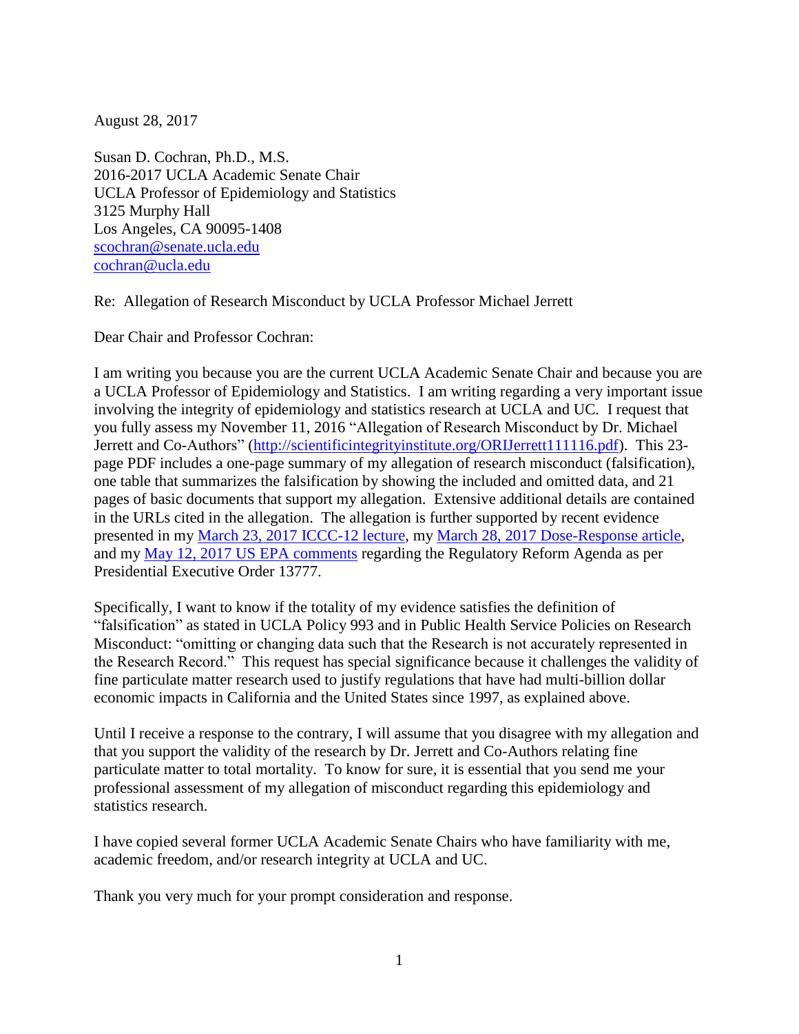August 28, 2017

Susan D. Cochran, Ph.D., M.S.
2016-2017 UCLA Academic Senate Chair
UCLA Professor of Epidemiology and Statistics
3125 Murphy Hall
Los Angeles, CA 90095-1408
[scochran@senate.ucla.edu](mailto:scochran@senate.ucla.edu)
[cochran@ucla.edu](mailto:cochran@ucla.edu)

Re: Allegation of Research Misconduct by UCLA Professor Michael Jerrett

Dear Chair and Professor Cochran:

I am writing you because you are the current UCLA Academic Senate Chair and because you are a UCLA Professor of Epidemiology and Statistics. I am writing regarding a very important issue involving the integrity of epidemiology and statistics research at UCLA and UC. I request that you fully assess my November 11, 2016 "Allegation of Research Misconduct by Dr. Michael Jerrett and Co-Authors" ([http://scientificintegrityinstitute.org/ORIJerrett111116.pdf](http://scientificintegrityinstitute.org/ORIJerrett111116.pdf)). This 23-page PDF includes a one-page summary of my allegation of research misconduct (falsification), one table that summarizes the falsification by showing the included and omitted data, and 21 pages of basic documents that support my allegation. Extensive additional details are contained in the URLs cited in the allegation. The allegation is further supported by recent evidence presented in my March 23, 2017 ICCC-12 lecture, my March 28, 2017 Dose-Response article, and my May 12, 2017 US EPA comments regarding the Regulatory Reform Agenda as per Presidential Executive Order 13777.

Specifically, I want to know if the totality of my evidence satisfies the definition of "falsification" as stated in UCLA Policy 993 and in Public Health Service Policies on Research Misconduct: "omitting or changing data such that the Research is not accurately represented in the Research Record." This request has special significance because it challenges the validity of fine particulate matter research used to justify regulations that have had multi-billion dollar economic impacts in California and the United States since 1997, as explained above.

Until I receive a response to the contrary, I will assume that you disagree with my allegation and that you support the validity of the research by Dr. Jerrett and Co-Authors relating fine particulate matter to total mortality. To know for sure, it is essential that you send me your professional assessment of my allegation of misconduct regarding this epidemiology and statistics research.

I have copied several former UCLA Academic Senate Chairs who have familiarity with me, academic freedom, and/or research integrity at UCLA and UC.

Thank you very much for your prompt consideration and response.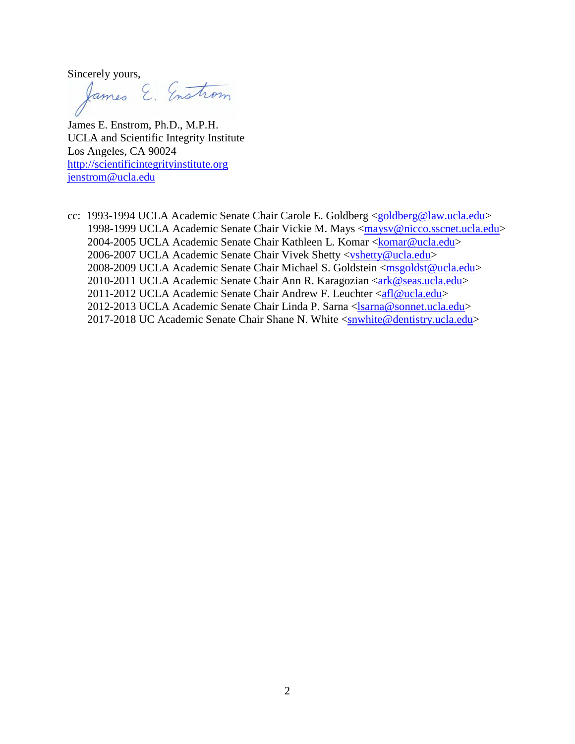Sincerely yours,

James E. Enstrom

James E. Enstrom, Ph.D., M.P.H.
UCLA and Scientific Integrity Institute
Los Angeles, CA 90024
http://scientificintegrityinstitute.org
jenstrom@ucla.edu

cc: 1993-1994 UCLA Academic Senate Chair Carole E. Goldberg <goldberg@law.ucla.edu>
1998-1999 UCLA Academic Senate Chair Vickie M. Mays <maysv@nicco.sscnet.ucla.edu>
2004-2005 UCLA Academic Senate Chair Kathleen L. Komar <komar@ucla.edu>
2006-2007 UCLA Academic Senate Chair Vivek Shetty <vshetty@ucla.edu>
2008-2009 UCLA Academic Senate Chair Michael S. Goldstein <msgoldst@ucla.edu>
2010-2011 UCLA Academic Senate Chair Ann R. Karagozian <ark@seas.ucla.edu>
2011-2012 UCLA Academic Senate Chair Andrew F. Leuchter <afl@ucla.edu>
2012-2013 UCLA Academic Senate Chair Linda P. Sarna <lsarna@sonnet.ucla.edu>
2017-2018 UC Academic Senate Chair Shane N. White <snwhite@dentistry.ucla.edu>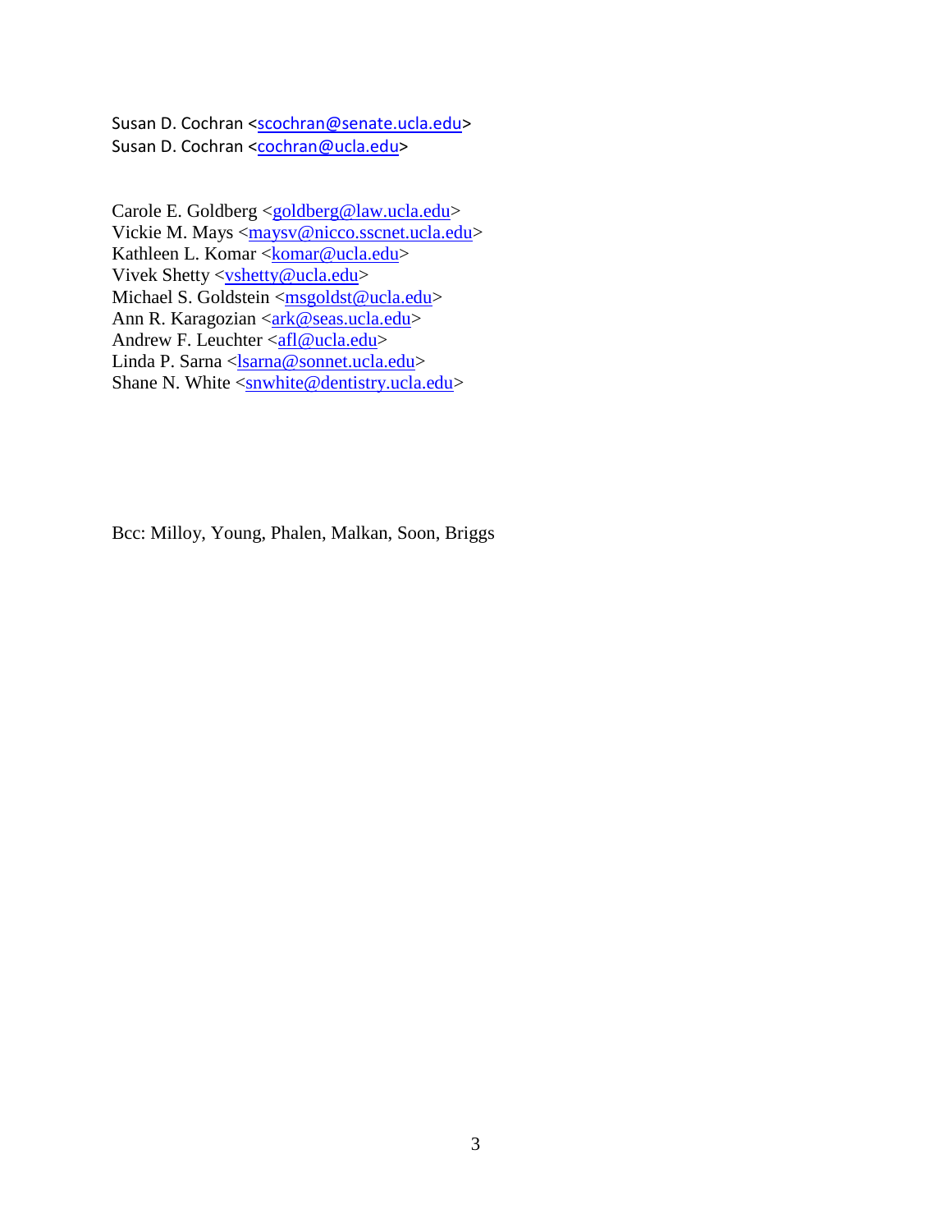Susan D. Cochran <scochran@senate.ucla.edu>  
Susan D. Cochran <cochran@ucla.edu>

Carole E. Goldberg <goldberg@law.ucla.edu>  
Vickie M. Mays <maysv@nicco.sscnet.ucla.edu>  
Kathleen L. Komar <komar@ucla.edu>  
Vivek Shetty <vshetty@ucla.edu>  
Michael S. Goldstein <msgoldst@ucla.edu>  
Ann R. Karagozian <ark@seas.ucla.edu>  
Andrew F. Leuchter <afl@ucla.edu>  
Linda P. Sarna <lsarna@sonnet.ucla.edu>  
Shane N. White <snwhite@dentistry.ucla.edu>

Bcc: Milloy, Young, Phalen, Malkan, Soon, Briggs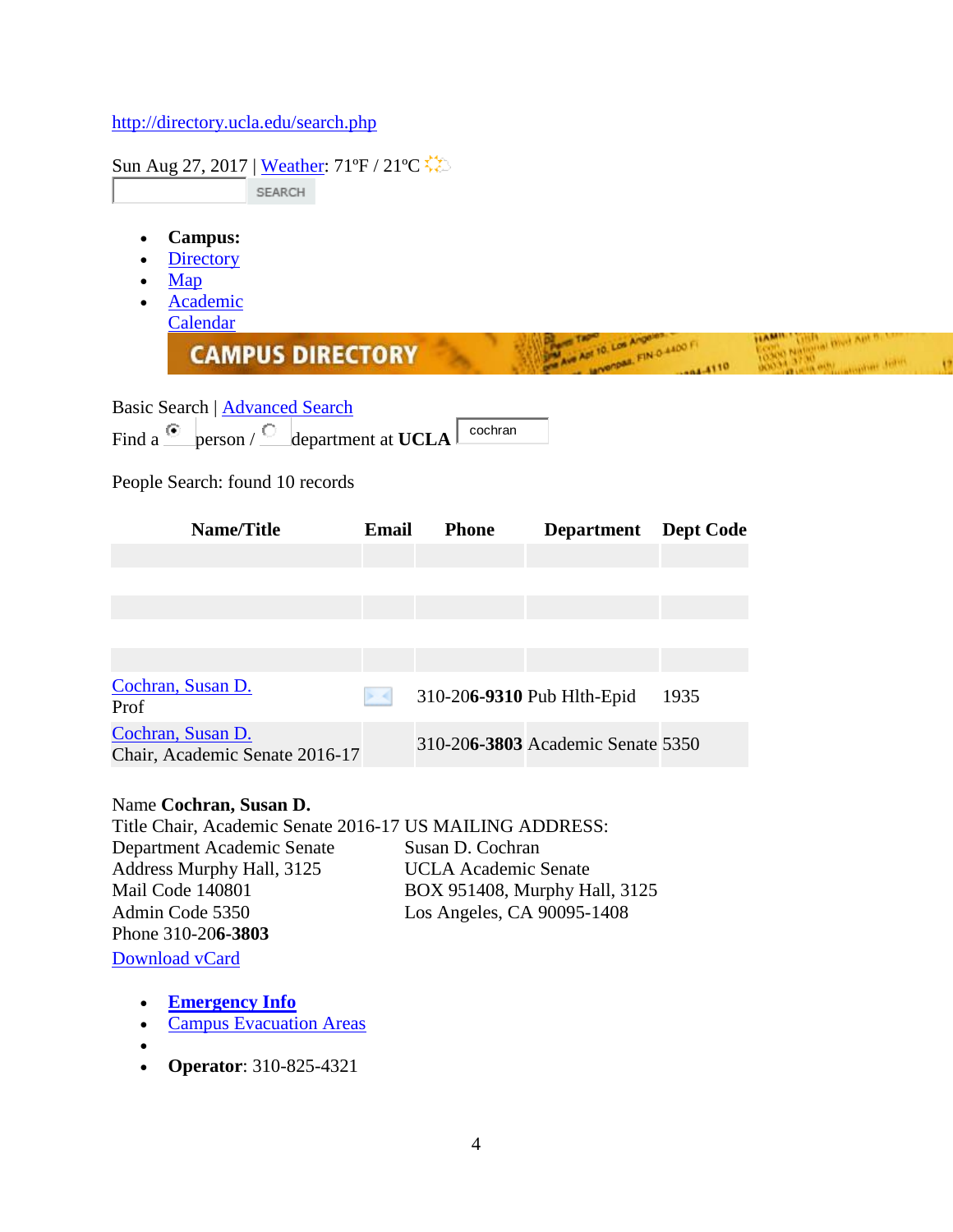http://directory.ucla.edu/search.php

Sun Aug 27, 2017 | Weather: 71ºF / 21ºC

SEARCH

- **Campus:**
- Directory
- Map
- Academic Calendar

CAMPUS DIRECTORY

Basic Search | Advanced Search

Find a person / department at **UCLA** cochran

People Search: found 10 records

| Name/Title | Email | Phone | Department | Dept Code |
|---|---|---|---|---|
| | | | | |
| | | | | |
| | | | | |
| | | | | |
| | | | | |
| Cochran, Susan D. Prof | | 310-20**6-9310** | Pub Hlth-Epid | 1935 |
| Cochran, Susan D. Chair, Academic Senate 2016-17 | | 310-20**6-3803** | Academic Senate | 5350 |

Name **Cochran, Susan D.**
Title Chair, Academic Senate 2016-17
Department Academic Senate
Address Murphy Hall, 3125
Mail Code 140801
Admin Code 5350
Phone 310-20**6-3803**
Download vCard

US MAILING ADDRESS:
Susan D. Cochran
UCLA Academic Senate
BOX 951408, Murphy Hall, 3125
Los Angeles, CA 90095-1408

- **Emergency Info**
- Campus Evacuation Areas
-
- **Operator**: 310-825-4321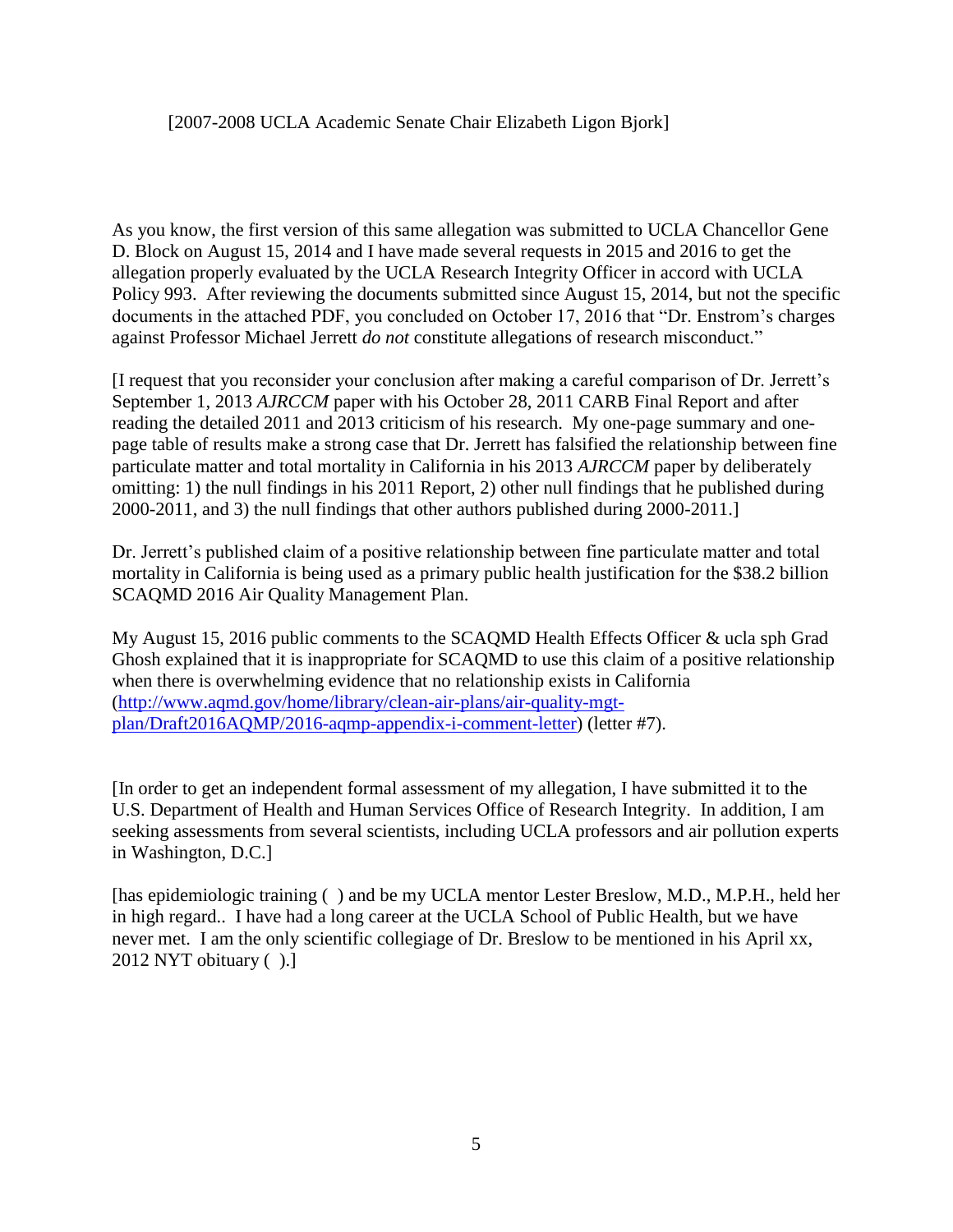[2007-2008 UCLA Academic Senate Chair Elizabeth Ligon Bjork]

As you know, the first version of this same allegation was submitted to UCLA Chancellor Gene D. Block on August 15, 2014 and I have made several requests in 2015 and 2016 to get the allegation properly evaluated by the UCLA Research Integrity Officer in accord with UCLA Policy 993. After reviewing the documents submitted since August 15, 2014, but not the specific documents in the attached PDF, you concluded on October 17, 2016 that "Dr. Enstrom's charges against Professor Michael Jerrett *do not* constitute allegations of research misconduct."

[I request that you reconsider your conclusion after making a careful comparison of Dr. Jerrett's September 1, 2013 *AJRCCM* paper with his October 28, 2011 CARB Final Report and after reading the detailed 2011 and 2013 criticism of his research. My one-page summary and one-page table of results make a strong case that Dr. Jerrett has falsified the relationship between fine particulate matter and total mortality in California in his 2013 *AJRCCM* paper by deliberately omitting: 1) the null findings in his 2011 Report, 2) other null findings that he published during 2000-2011, and 3) the null findings that other authors published during 2000-2011.]

Dr. Jerrett's published claim of a positive relationship between fine particulate matter and total mortality in California is being used as a primary public health justification for the $38.2 billion SCAQMD 2016 Air Quality Management Plan.

My August 15, 2016 public comments to the SCAQMD Health Effects Officer & ucla sph Grad Ghosh explained that it is inappropriate for SCAQMD to use this claim of a positive relationship when there is overwhelming evidence that no relationship exists in California (http://www.aqmd.gov/home/library/clean-air-plans/air-quality-mgt-plan/Draft2016AQMP/2016-aqmp-appendix-i-comment-letter) (letter #7).

[In order to get an independent formal assessment of my allegation, I have submitted it to the U.S. Department of Health and Human Services Office of Research Integrity. In addition, I am seeking assessments from several scientists, including UCLA professors and air pollution experts in Washington, D.C.]

[has epidemiologic training ( ) and be my UCLA mentor Lester Breslow, M.D., M.P.H., held her in high regard.. I have had a long career at the UCLA School of Public Health, but we have never met. I am the only scientific collegiage of Dr. Breslow to be mentioned in his April xx, 2012 NYT obituary ( ).]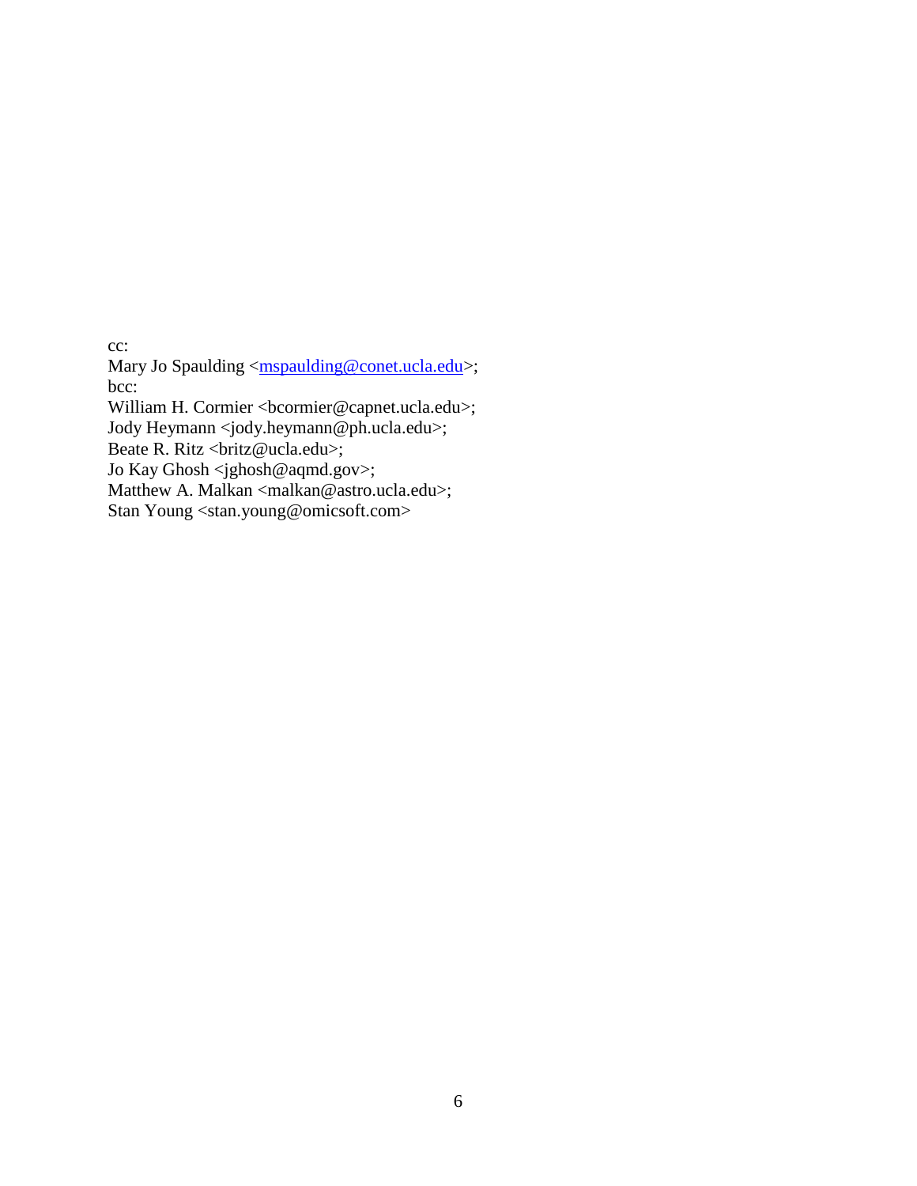cc:
Mary Jo Spaulding <mspaulding@conet.ucla.edu>;
bcc:
William H. Cormier <bcormier@capnet.ucla.edu>;
Jody Heymann <jody.heymann@ph.ucla.edu>;
Beate R. Ritz <britz@ucla.edu>;
Jo Kay Ghosh <jghosh@aqmd.gov>;
Matthew A. Malkan <malkan@astro.ucla.edu>;
Stan Young <stan.young@omicsoft.com>